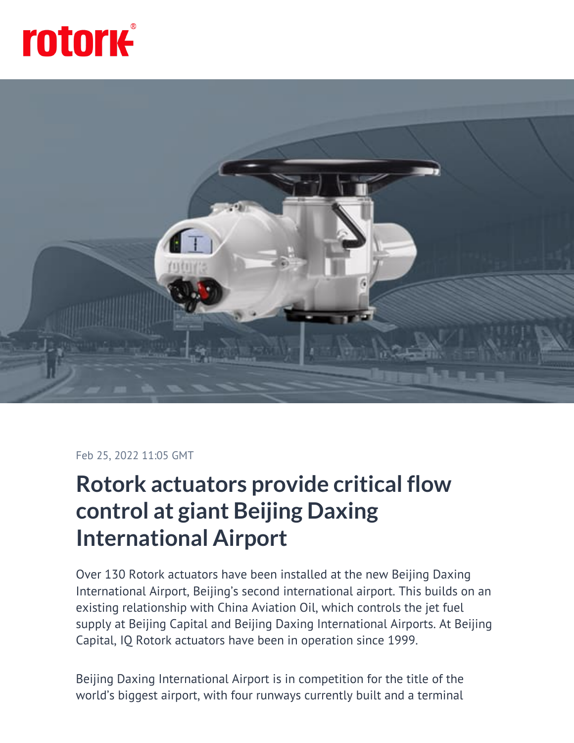rotork®

Feb 25, 2022 11:05 GMT

# Rotork actuators provide critical flow control at giant Beijing Daxing International Airport

Over 130 Rotork actuators have been installed at the new Beijing Daxing International Airport, Beijing's second international airport. This builds on an existing relationship with China Aviation Oil, which controls the jet fuel supply at Beijing Capital and Beijing Daxing International Airports. At Beijing Capital, IQ Rotork actuators have been in operation since 1999.

Beijing Daxing International Airport is in competition for the title of the world's biggest airport, with four runways currently built and a terminal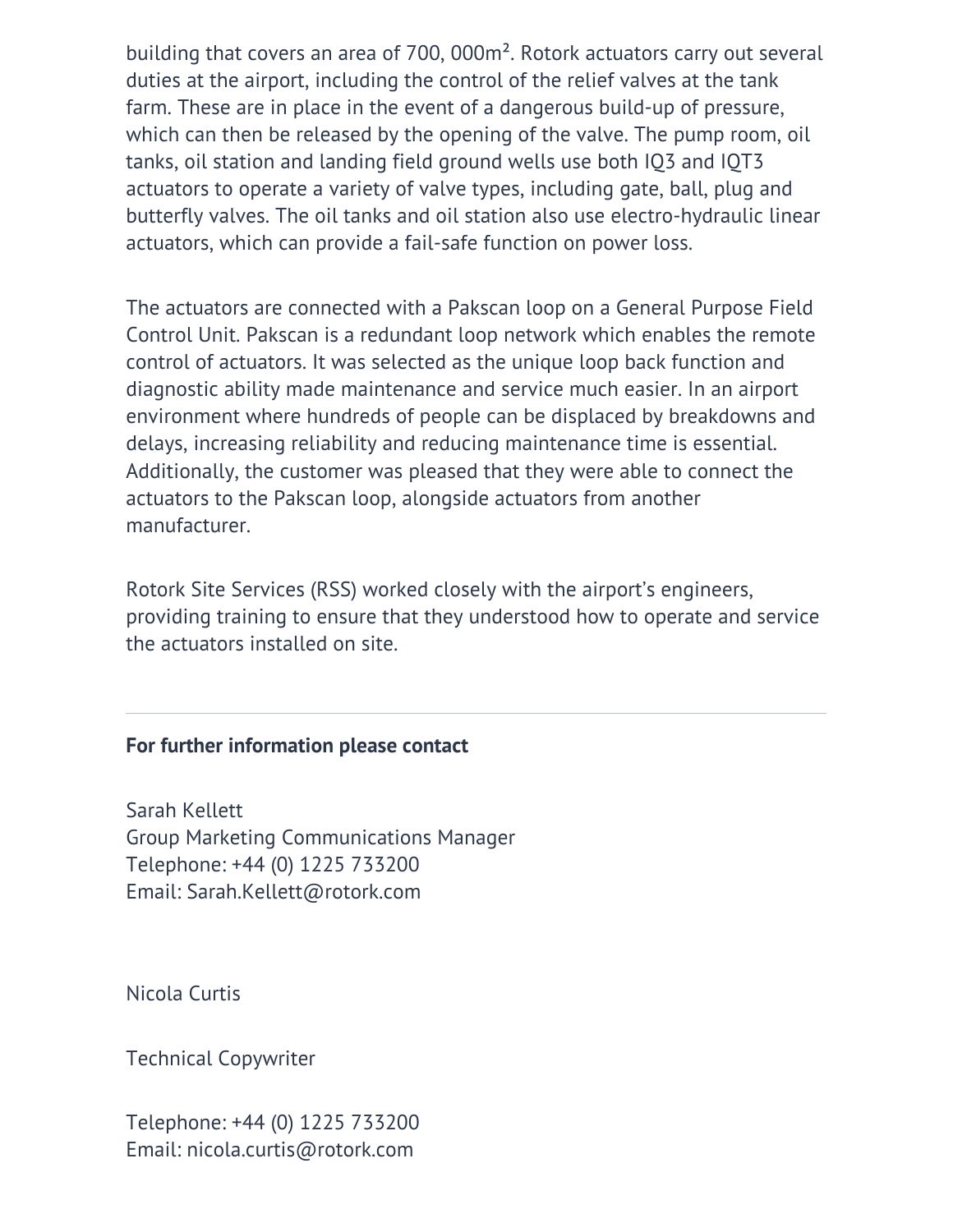building that covers an area of 700, 000m². Rotork actuators carry out several duties at the airport, including the control of the relief valves at the tank farm. These are in place in the event of a dangerous build-up of pressure, which can then be released by the opening of the valve. The pump room, oil tanks, oil station and landing field ground wells use both IQ3 and IQT3 actuators to operate a variety of valve types, including gate, ball, plug and butterfly valves. The oil tanks and oil station also use electro-hydraulic linear actuators, which can provide a fail-safe function on power loss.

The actuators are connected with a Pakscan loop on a General Purpose Field Control Unit. Pakscan is a redundant loop network which enables the remote control of actuators. It was selected as the unique loop back function and diagnostic ability made maintenance and service much easier. In an airport environment where hundreds of people can be displaced by breakdowns and delays, increasing reliability and reducing maintenance time is essential. Additionally, the customer was pleased that they were able to connect the actuators to the Pakscan loop, alongside actuators from another manufacturer.

Rotork Site Services (RSS) worked closely with the airport's engineers, providing training to ensure that they understood how to operate and service the actuators installed on site.

---

**For further information please contact**

Sarah Kellett
Group Marketing Communications Manager
Telephone: +44 (0) 1225 733200
Email: Sarah.Kellett@rotork.com

Nicola Curtis

Technical Copywriter

Telephone: +44 (0) 1225 733200
Email: nicola.curtis@rotork.com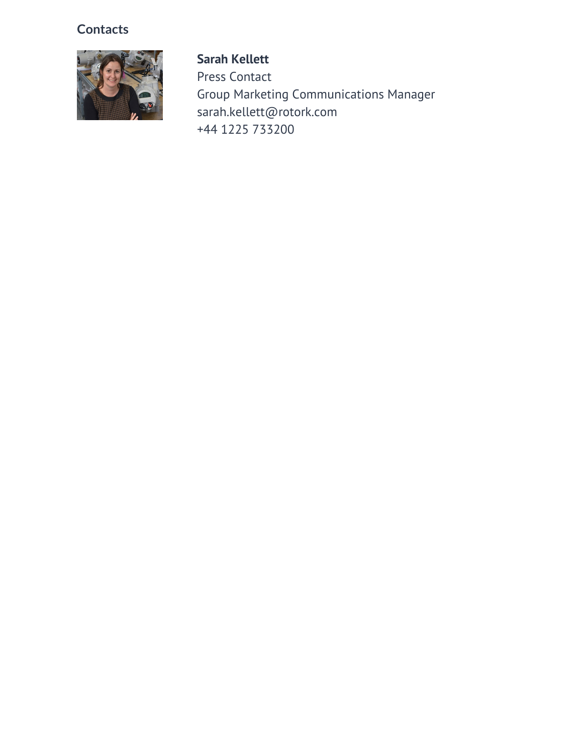## Contacts

**Sarah Kellett**
Press Contact
Group Marketing Communications Manager
sarah.kellett@rotork.com
+44 1225 733200